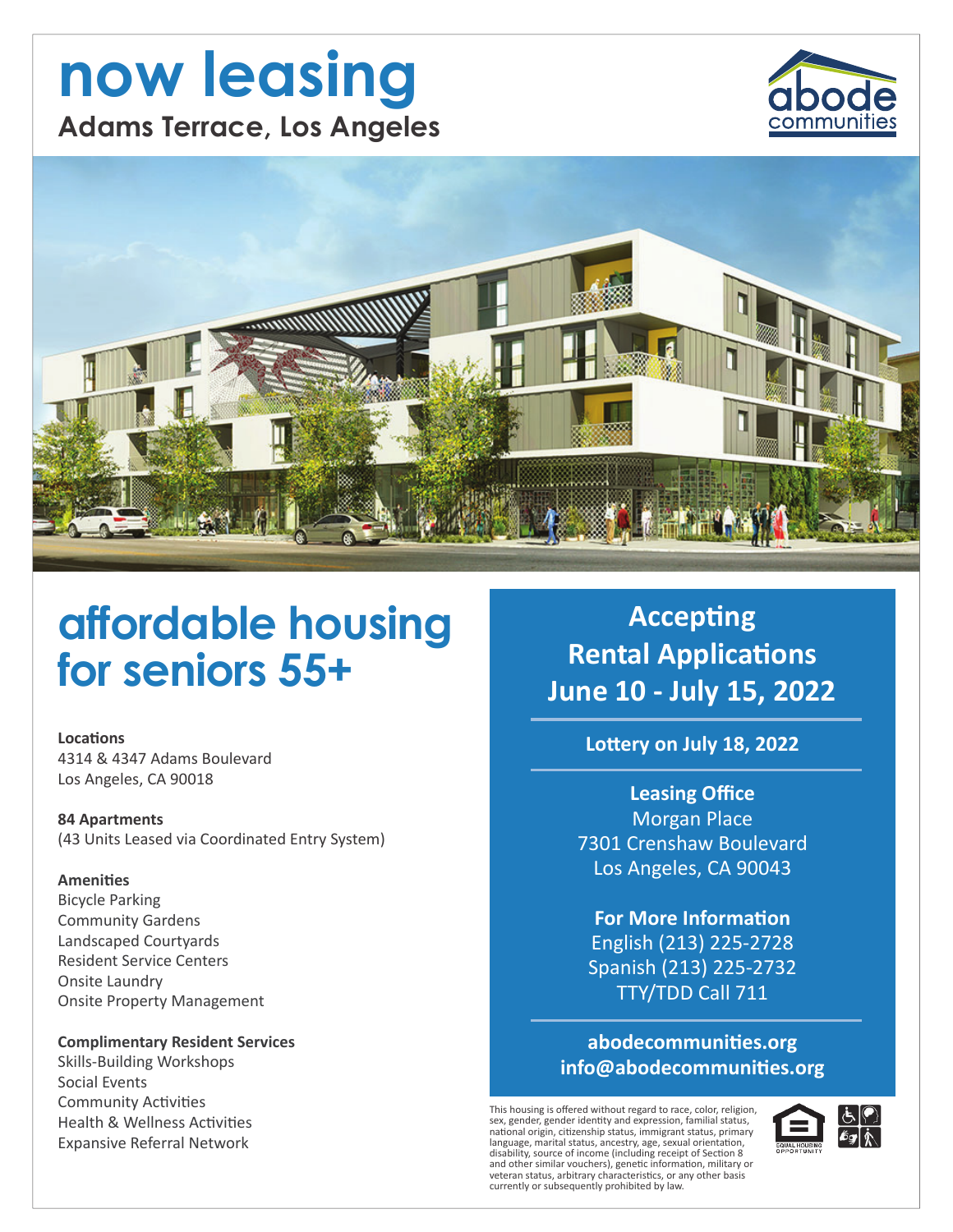# now leasing

## Adams Terrace, Los Angeles

abode communities

# affordable housing for seniors 55+

**Locations**
4314 & 4347 Adams Boulevard
Los Angeles, CA 90018

**84 Apartments**
(43 Units Leased via Coordinated Entry System)

**Amenities**
Bicycle Parking
Community Gardens
Landscaped Courtyards
Resident Service Centers
Onsite Laundry
Onsite Property Management

**Complimentary Resident Services**
Skills-Building Workshops
Social Events
Community Activities
Health & Wellness Activities
Expansive Referral Network

## Accepting Rental Applications June 10 - July 15, 2022

**Lottery on July 18, 2022**

**Leasing Office**
Morgan Place
7301 Crenshaw Boulevard
Los Angeles, CA 90043

**For More Information**
English (213) 225-2728
Spanish (213) 225-2732
TTY/TDD Call 711

**abodecommunities.org**
**info@abodecommunities.org**

This housing is offered without regard to race, color, religion, sex, gender, gender identity and expression, familial status, national origin, citizenship status, immigrant status, primary language, marital status, ancestry, age, sexual orientation, disability, source of income (including receipt of Section 8 and other similar vouchers), genetic information, military or veteran status, arbitrary characteristics, or any other basis currently or subsequently prohibited by law.

EQUAL HOUSING OPPORTUNITY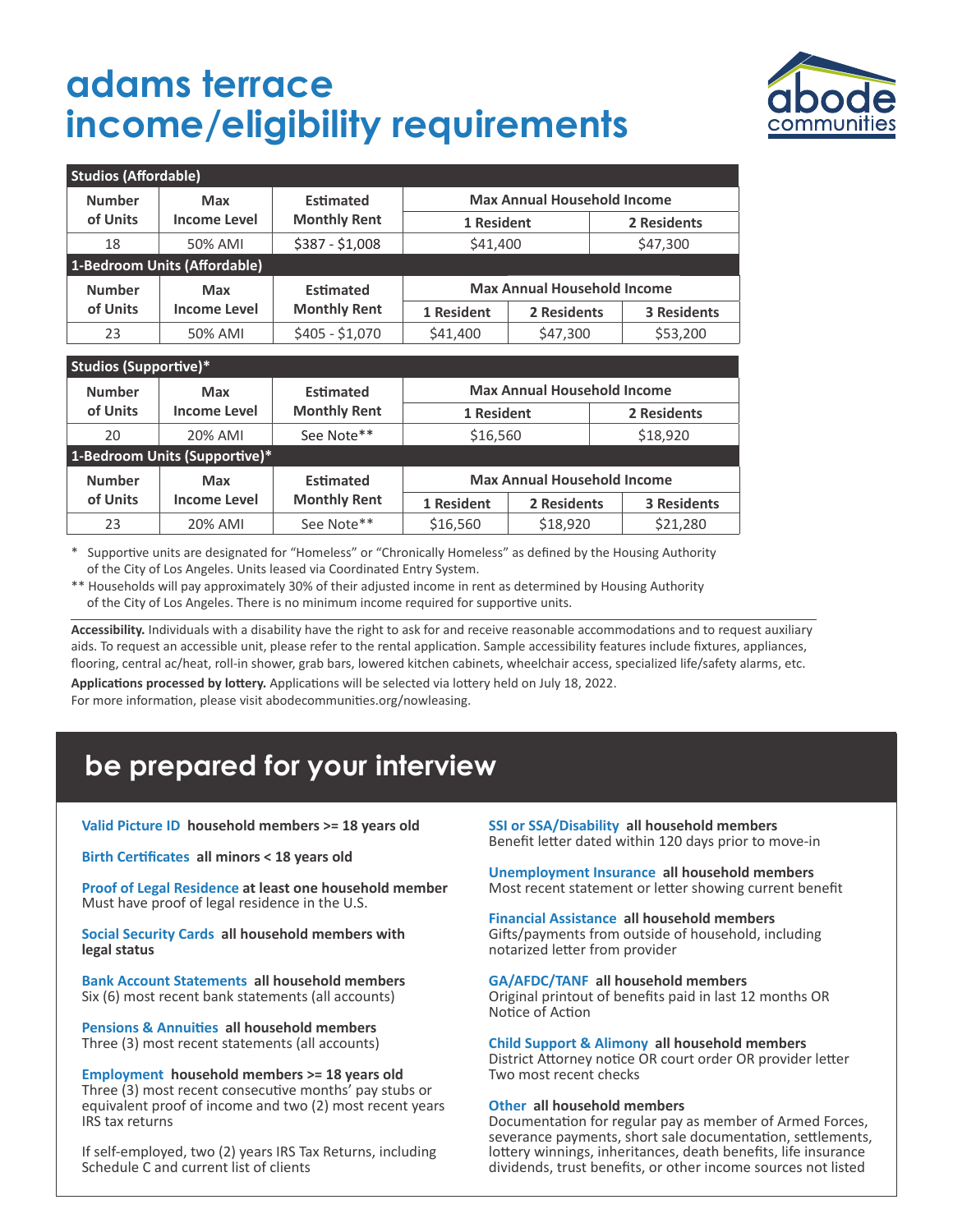# adams terrace income/eligibility requirements

abode communities

| Studios (Affordable) | | | | |
|---|---|---|---|---|
| Number of Units | Max Income Level | Estimated Monthly Rent | Max Annual Household Income | |
| | | | 1 Resident | 2 Residents |
| 18 | 50% AMI | $387 - $1,008 | $41,400 | $47,300 |

| 1-Bedroom Units (Affordable) | | | | | |
|---|---|---|---|---|---|
| Number of Units | Max Income Level | Estimated Monthly Rent | Max Annual Household Income | | |
| | | | 1 Resident | 2 Residents | 3 Residents |
| 23 | 50% AMI | $405 - $1,070 | $41,400 | $47,300 | $53,200 |

| Studios (Supportive)* | | | | |
|---|---|---|---|---|
| Number of Units | Max Income Level | Estimated Monthly Rent | Max Annual Household Income | |
| | | | 1 Resident | 2 Residents |
| 20 | 20% AMI | See Note** | $16,560 | $18,920 |

| 1-Bedroom Units (Supportive)* | | | | | |
|---|---|---|---|---|---|
| Number of Units | Max Income Level | Estimated Monthly Rent | Max Annual Household Income | | |
| | | | 1 Resident | 2 Residents | 3 Residents |
| 23 | 20% AMI | See Note** | $16,560 | $18,920 | $21,280 |

\* Supportive units are designated for "Homeless" or "Chronically Homeless" as defined by the Housing Authority of the City of Los Angeles. Units leased via Coordinated Entry System.

\*\* Households will pay approximately 30% of their adjusted income in rent as determined by Housing Authority of the City of Los Angeles. There is no minimum income required for supportive units.

**Accessibility.** Individuals with a disability have the right to ask for and receive reasonable accommodations and to request auxiliary aids. To request an accessible unit, please refer to the rental application. Sample accessibility features include fixtures, appliances, flooring, central ac/heat, roll-in shower, grab bars, lowered kitchen cabinets, wheelchair access, specialized life/safety alarms, etc.

**Applications processed by lottery.** Applications will be selected via lottery held on July 18, 2022.
For more information, please visit abodecommunities.org/nowleasing.

## be prepared for your interview

**Valid Picture ID** **household members >= 18 years old**

**Birth Certificates** **all minors < 18 years old**

**Proof of Legal Residence** **at least one household member**
Must have proof of legal residence in the U.S.

**Social Security Cards** **all household members with legal status**

**Bank Account Statements** **all household members**
Six (6) most recent bank statements (all accounts)

**Pensions & Annuities** **all household members**
Three (3) most recent statements (all accounts)

**Employment** **household members >= 18 years old**
Three (3) most recent consecutive months' pay stubs or equivalent proof of income and two (2) most recent years IRS tax returns

If self-employed, two (2) years IRS Tax Returns, including Schedule C and current list of clients

**SSI or SSA/Disability** **all household members**
Benefit letter dated within 120 days prior to move-in

**Unemployment Insurance** **all household members**
Most recent statement or letter showing current benefit

**Financial Assistance** **all household members**
Gifts/payments from outside of household, including notarized letter from provider

**GA/AFDC/TANF** **all household members**
Original printout of benefits paid in last 12 months OR Notice of Action

**Child Support & Alimony** **all household members**
District Attorney notice OR court order OR provider letter
Two most recent checks

**Other** **all household members**
Documentation for regular pay as member of Armed Forces, severance payments, short sale documentation, settlements, lottery winnings, inheritances, death benefits, life insurance dividends, trust benefits, or other income sources not listed